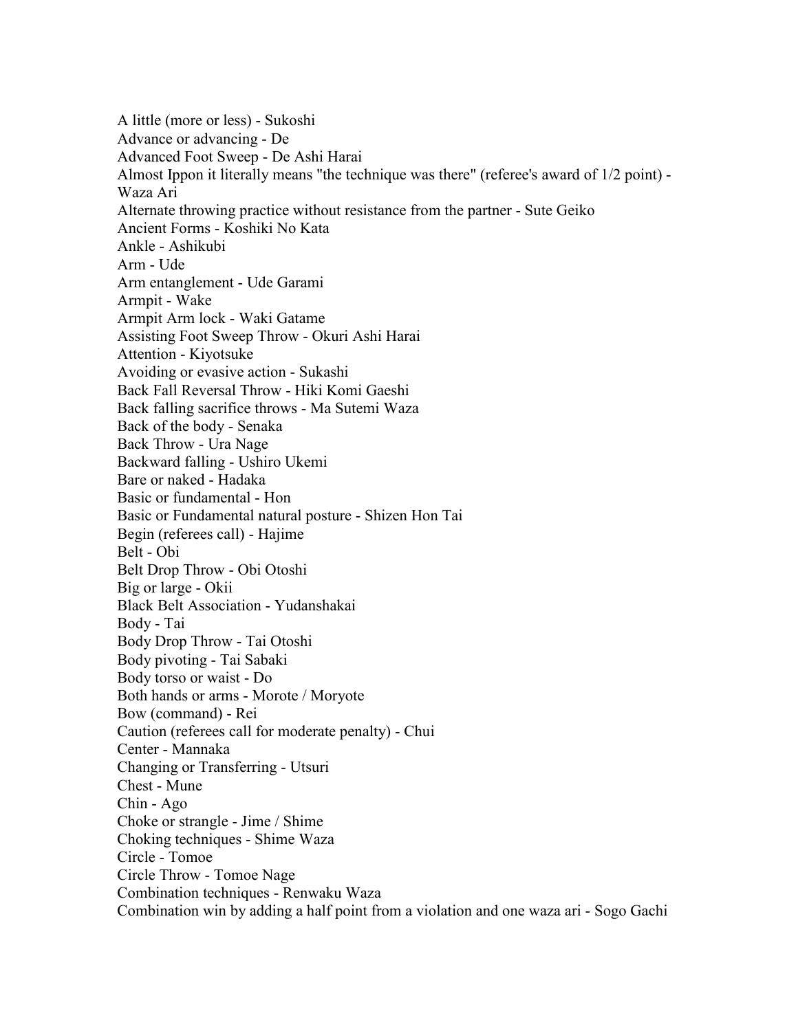A little (more or less) - Sukoshi
Advance or advancing - De
Advanced Foot Sweep - De Ashi Harai
Almost Ippon it literally means "the technique was there" (referee's award of 1/2 point) - Waza Ari
Alternate throwing practice without resistance from the partner - Sute Geiko
Ancient Forms - Koshiki No Kata
Ankle - Ashikubi
Arm - Ude
Arm entanglement - Ude Garami
Armpit - Wake
Armpit Arm lock - Waki Gatame
Assisting Foot Sweep Throw - Okuri Ashi Harai
Attention - Kiyotsuke
Avoiding or evasive action - Sukashi
Back Fall Reversal Throw - Hiki Komi Gaeshi
Back falling sacrifice throws - Ma Sutemi Waza
Back of the body - Senaka
Back Throw - Ura Nage
Backward falling - Ushiro Ukemi
Bare or naked - Hadaka
Basic or fundamental - Hon
Basic or Fundamental natural posture - Shizen Hon Tai
Begin (referees call) - Hajime
Belt - Obi
Belt Drop Throw - Obi Otoshi
Big or large - Okii
Black Belt Association - Yudanshakai
Body - Tai
Body Drop Throw - Tai Otoshi
Body pivoting - Tai Sabaki
Body torso or waist - Do
Both hands or arms - Morote / Moryote
Bow (command) - Rei
Caution (referees call for moderate penalty) - Chui
Center - Mannaka
Changing or Transferring - Utsuri
Chest - Mune
Chin - Ago
Choke or strangle - Jime / Shime
Choking techniques - Shime Waza
Circle - Tomoe
Circle Throw - Tomoe Nage
Combination techniques - Renwaku Waza
Combination win by adding a half point from a violation and one waza ari - Sogo Gachi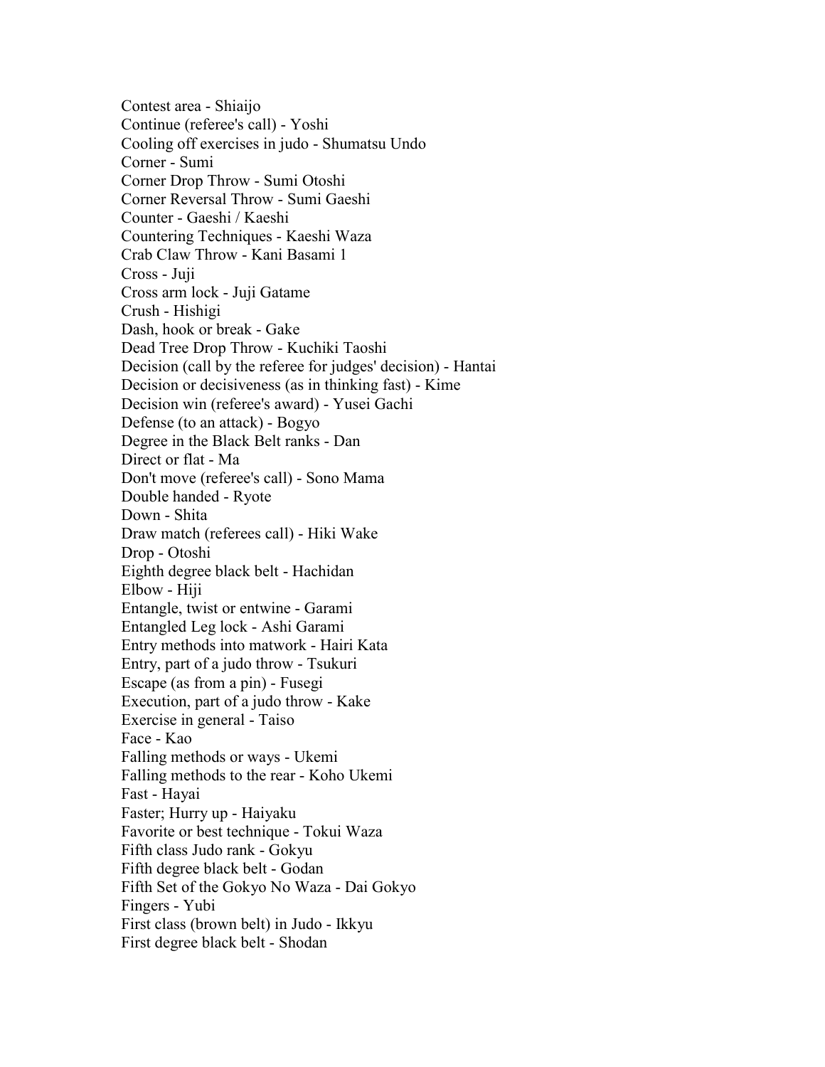Contest area - Shiaijo
Continue (referee's call) - Yoshi
Cooling off exercises in judo - Shumatsu Undo
Corner - Sumi
Corner Drop Throw - Sumi Otoshi
Corner Reversal Throw - Sumi Gaeshi
Counter - Gaeshi / Kaeshi
Countering Techniques - Kaeshi Waza
Crab Claw Throw - Kani Basami 1
Cross - Juji
Cross arm lock - Juji Gatame
Crush - Hishigi
Dash, hook or break - Gake
Dead Tree Drop Throw - Kuchiki Taoshi
Decision (call by the referee for judges' decision) - Hantai
Decision or decisiveness (as in thinking fast) - Kime
Decision win (referee's award) - Yusei Gachi
Defense (to an attack) - Bogyo
Degree in the Black Belt ranks - Dan
Direct or flat - Ma
Don't move (referee's call) - Sono Mama
Double handed - Ryote
Down - Shita
Draw match (referees call) - Hiki Wake
Drop - Otoshi
Eighth degree black belt - Hachidan
Elbow - Hiji
Entangle, twist or entwine - Garami
Entangled Leg lock - Ashi Garami
Entry methods into matwork - Hairi Kata
Entry, part of a judo throw - Tsukuri
Escape (as from a pin) - Fusegi
Execution, part of a judo throw - Kake
Exercise in general - Taiso
Face - Kao
Falling methods or ways - Ukemi
Falling methods to the rear - Koho Ukemi
Fast - Hayai
Faster; Hurry up - Haiyaku
Favorite or best technique - Tokui Waza
Fifth class Judo rank - Gokyu
Fifth degree black belt - Godan
Fifth Set of the Gokyo No Waza - Dai Gokyo
Fingers - Yubi
First class (brown belt) in Judo - Ikkyu
First degree black belt - Shodan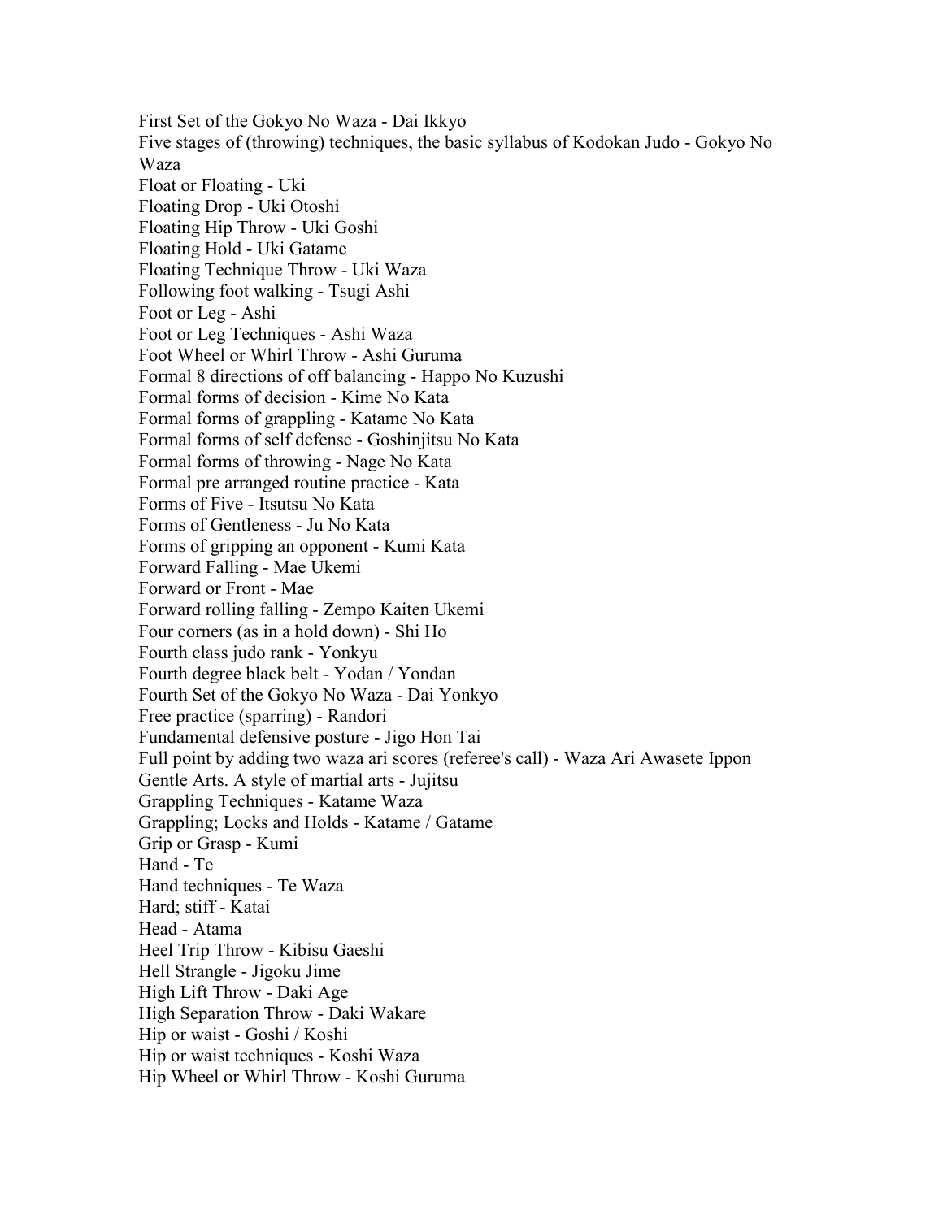First Set of the Gokyo No Waza - Dai Ikkyo
Five stages of (throwing) techniques, the basic syllabus of Kodokan Judo - Gokyo No Waza
Float or Floating - Uki
Floating Drop - Uki Otoshi
Floating Hip Throw - Uki Goshi
Floating Hold - Uki Gatame
Floating Technique Throw - Uki Waza
Following foot walking - Tsugi Ashi
Foot or Leg - Ashi
Foot or Leg Techniques - Ashi Waza
Foot Wheel or Whirl Throw - Ashi Guruma
Formal 8 directions of off balancing - Happo No Kuzushi
Formal forms of decision - Kime No Kata
Formal forms of grappling - Katame No Kata
Formal forms of self defense - Goshinjitsu No Kata
Formal forms of throwing - Nage No Kata
Formal pre arranged routine practice - Kata
Forms of Five - Itsutsu No Kata
Forms of Gentleness - Ju No Kata
Forms of gripping an opponent - Kumi Kata
Forward Falling - Mae Ukemi
Forward or Front - Mae
Forward rolling falling - Zempo Kaiten Ukemi
Four corners (as in a hold down) - Shi Ho
Fourth class judo rank - Yonkyu
Fourth degree black belt - Yodan / Yondan
Fourth Set of the Gokyo No Waza - Dai Yonkyo
Free practice (sparring) - Randori
Fundamental defensive posture - Jigo Hon Tai
Full point by adding two waza ari scores (referee's call) - Waza Ari Awasete Ippon
Gentle Arts. A style of martial arts - Jujitsu
Grappling Techniques - Katame Waza
Grappling; Locks and Holds - Katame / Gatame
Grip or Grasp - Kumi
Hand - Te
Hand techniques - Te Waza
Hard; stiff - Katai
Head - Atama
Heel Trip Throw - Kibisu Gaeshi
Hell Strangle - Jigoku Jime
High Lift Throw - Daki Age
High Separation Throw - Daki Wakare
Hip or waist - Goshi / Koshi
Hip or waist techniques - Koshi Waza
Hip Wheel or Whirl Throw - Koshi Guruma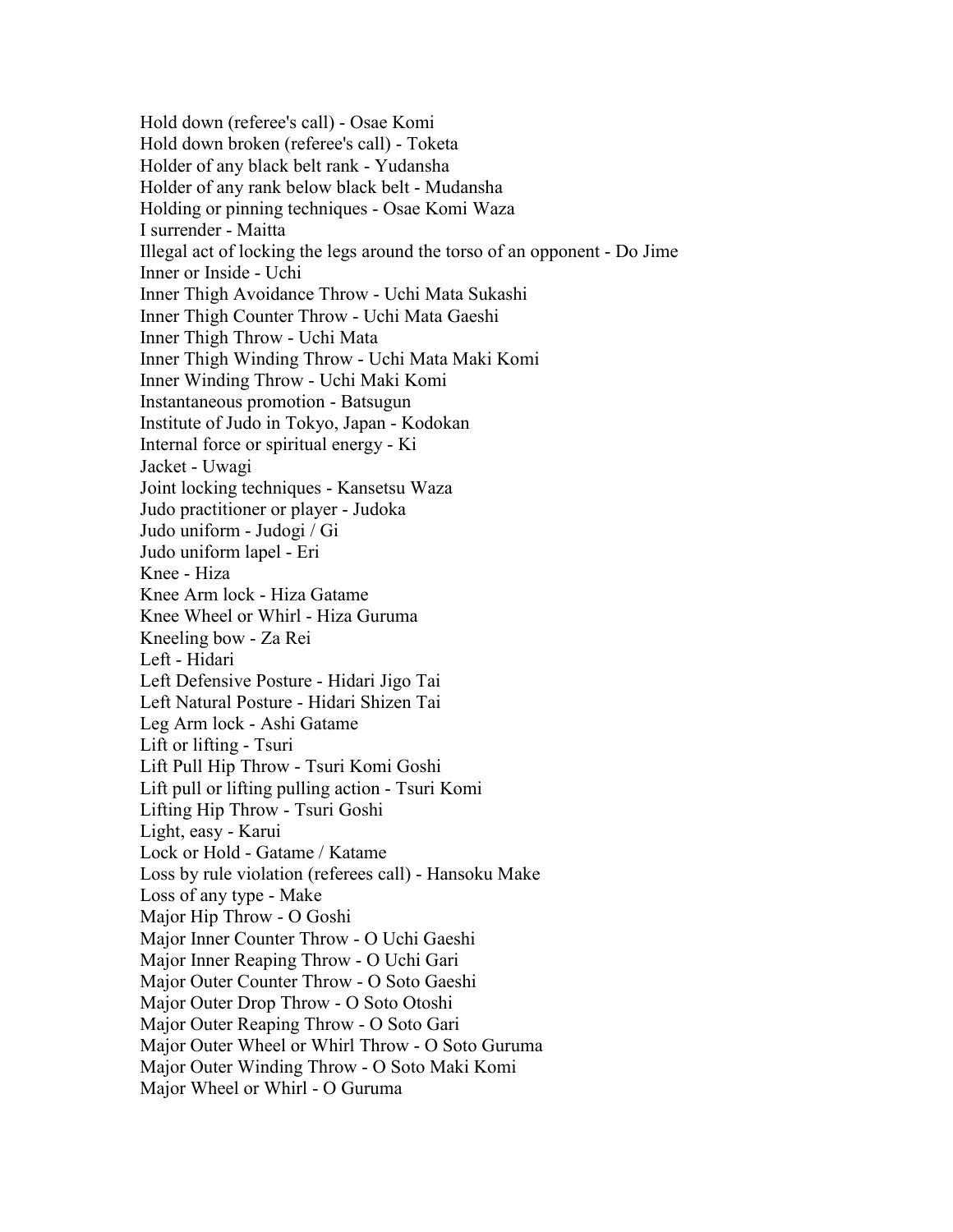Hold down (referee's call) - Osae Komi
Hold down broken (referee's call) - Toketa
Holder of any black belt rank - Yudansha
Holder of any rank below black belt - Mudansha
Holding or pinning techniques - Osae Komi Waza
I surrender - Maitta
Illegal act of locking the legs around the torso of an opponent - Do Jime
Inner or Inside - Uchi
Inner Thigh Avoidance Throw - Uchi Mata Sukashi
Inner Thigh Counter Throw - Uchi Mata Gaeshi
Inner Thigh Throw - Uchi Mata
Inner Thigh Winding Throw - Uchi Mata Maki Komi
Inner Winding Throw - Uchi Maki Komi
Instantaneous promotion - Batsugun
Institute of Judo in Tokyo, Japan - Kodokan
Internal force or spiritual energy - Ki
Jacket - Uwagi
Joint locking techniques - Kansetsu Waza
Judo practitioner or player - Judoka
Judo uniform - Judogi / Gi
Judo uniform lapel - Eri
Knee - Hiza
Knee Arm lock - Hiza Gatame
Knee Wheel or Whirl - Hiza Guruma
Kneeling bow - Za Rei
Left - Hidari
Left Defensive Posture - Hidari Jigo Tai
Left Natural Posture - Hidari Shizen Tai
Leg Arm lock - Ashi Gatame
Lift or lifting - Tsuri
Lift Pull Hip Throw - Tsuri Komi Goshi
Lift pull or lifting pulling action - Tsuri Komi
Lifting Hip Throw - Tsuri Goshi
Light, easy - Karui
Lock or Hold - Gatame / Katame
Loss by rule violation (referees call) - Hansoku Make
Loss of any type - Make
Major Hip Throw - O Goshi
Major Inner Counter Throw - O Uchi Gaeshi
Major Inner Reaping Throw - O Uchi Gari
Major Outer Counter Throw - O Soto Gaeshi
Major Outer Drop Throw - O Soto Otoshi
Major Outer Reaping Throw - O Soto Gari
Major Outer Wheel or Whirl Throw - O Soto Guruma
Major Outer Winding Throw - O Soto Maki Komi
Major Wheel or Whirl - O Guruma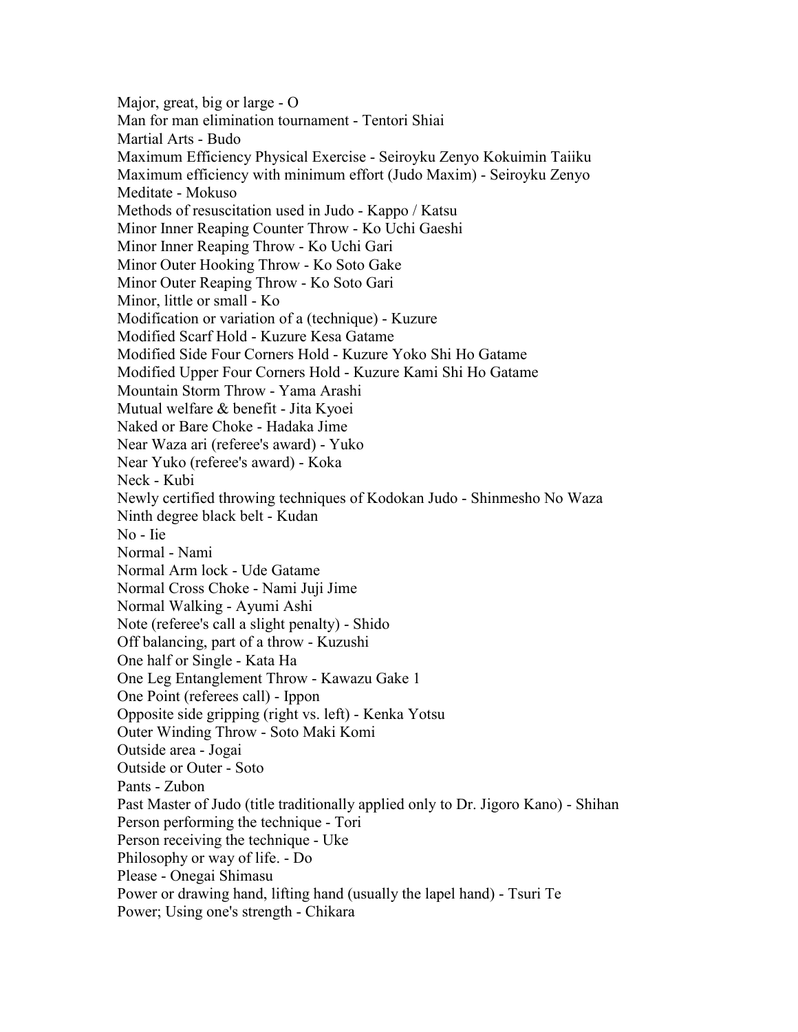Major, great, big or large - O
Man for man elimination tournament - Tentori Shiai
Martial Arts - Budo
Maximum Efficiency Physical Exercise - Seiroyku Zenyo Kokuimin Taiiku
Maximum efficiency with minimum effort (Judo Maxim) - Seiroyku Zenyo
Meditate - Mokuso
Methods of resuscitation used in Judo - Kappo / Katsu
Minor Inner Reaping Counter Throw - Ko Uchi Gaeshi
Minor Inner Reaping Throw - Ko Uchi Gari
Minor Outer Hooking Throw - Ko Soto Gake
Minor Outer Reaping Throw - Ko Soto Gari
Minor, little or small - Ko
Modification or variation of a (technique) - Kuzure
Modified Scarf Hold - Kuzure Kesa Gatame
Modified Side Four Corners Hold - Kuzure Yoko Shi Ho Gatame
Modified Upper Four Corners Hold - Kuzure Kami Shi Ho Gatame
Mountain Storm Throw - Yama Arashi
Mutual welfare & benefit - Jita Kyoei
Naked or Bare Choke - Hadaka Jime
Near Waza ari (referee's award) - Yuko
Near Yuko (referee's award) - Koka
Neck - Kubi
Newly certified throwing techniques of Kodokan Judo - Shinmesho No Waza
Ninth degree black belt - Kudan
No - Iie
Normal - Nami
Normal Arm lock - Ude Gatame
Normal Cross Choke - Nami Juji Jime
Normal Walking - Ayumi Ashi
Note (referee's call a slight penalty) - Shido
Off balancing, part of a throw - Kuzushi
One half or Single - Kata Ha
One Leg Entanglement Throw - Kawazu Gake 1
One Point (referees call) - Ippon
Opposite side gripping (right vs. left) - Kenka Yotsu
Outer Winding Throw - Soto Maki Komi
Outside area - Jogai
Outside or Outer - Soto
Pants - Zubon
Past Master of Judo (title traditionally applied only to Dr. Jigoro Kano) - Shihan
Person performing the technique - Tori
Person receiving the technique - Uke
Philosophy or way of life. - Do
Please - Onegai Shimasu
Power or drawing hand, lifting hand (usually the lapel hand) - Tsuri Te
Power; Using one's strength - Chikara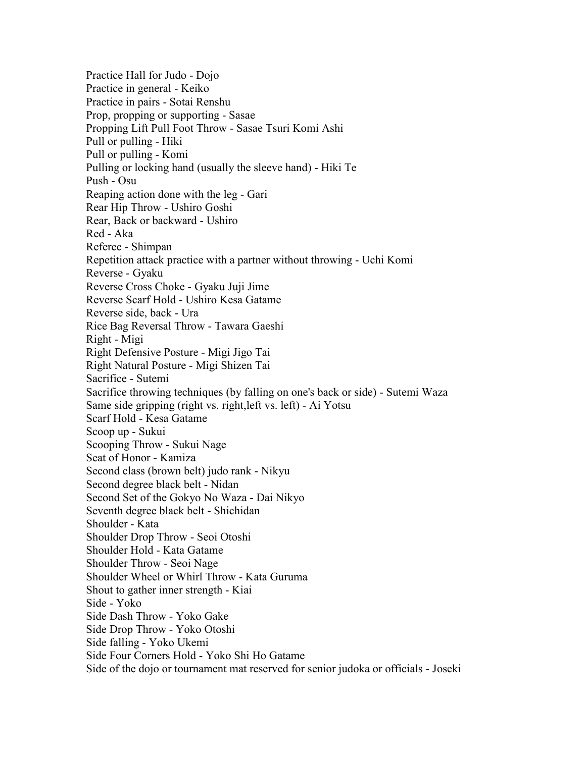Practice Hall for Judo - Dojo
Practice in general - Keiko
Practice in pairs - Sotai Renshu
Prop, propping or supporting - Sasae
Propping Lift Pull Foot Throw - Sasae Tsuri Komi Ashi
Pull or pulling - Hiki
Pull or pulling - Komi
Pulling or locking hand (usually the sleeve hand) - Hiki Te
Push - Osu
Reaping action done with the leg - Gari
Rear Hip Throw - Ushiro Goshi
Rear, Back or backward - Ushiro
Red - Aka
Referee - Shimpan
Repetition attack practice with a partner without throwing - Uchi Komi
Reverse - Gyaku
Reverse Cross Choke - Gyaku Juji Jime
Reverse Scarf Hold - Ushiro Kesa Gatame
Reverse side, back - Ura
Rice Bag Reversal Throw - Tawara Gaeshi
Right - Migi
Right Defensive Posture - Migi Jigo Tai
Right Natural Posture - Migi Shizen Tai
Sacrifice - Sutemi
Sacrifice throwing techniques (by falling on one's back or side) - Sutemi Waza
Same side gripping (right vs. right,left vs. left) - Ai Yotsu
Scarf Hold - Kesa Gatame
Scoop up - Sukui
Scooping Throw - Sukui Nage
Seat of Honor - Kamiza
Second class (brown belt) judo rank - Nikyu
Second degree black belt - Nidan
Second Set of the Gokyo No Waza - Dai Nikyo
Seventh degree black belt - Shichidan
Shoulder - Kata
Shoulder Drop Throw - Seoi Otoshi
Shoulder Hold - Kata Gatame
Shoulder Throw - Seoi Nage
Shoulder Wheel or Whirl Throw - Kata Guruma
Shout to gather inner strength - Kiai
Side - Yoko
Side Dash Throw - Yoko Gake
Side Drop Throw - Yoko Otoshi
Side falling - Yoko Ukemi
Side Four Corners Hold - Yoko Shi Ho Gatame
Side of the dojo or tournament mat reserved for senior judoka or officials - Joseki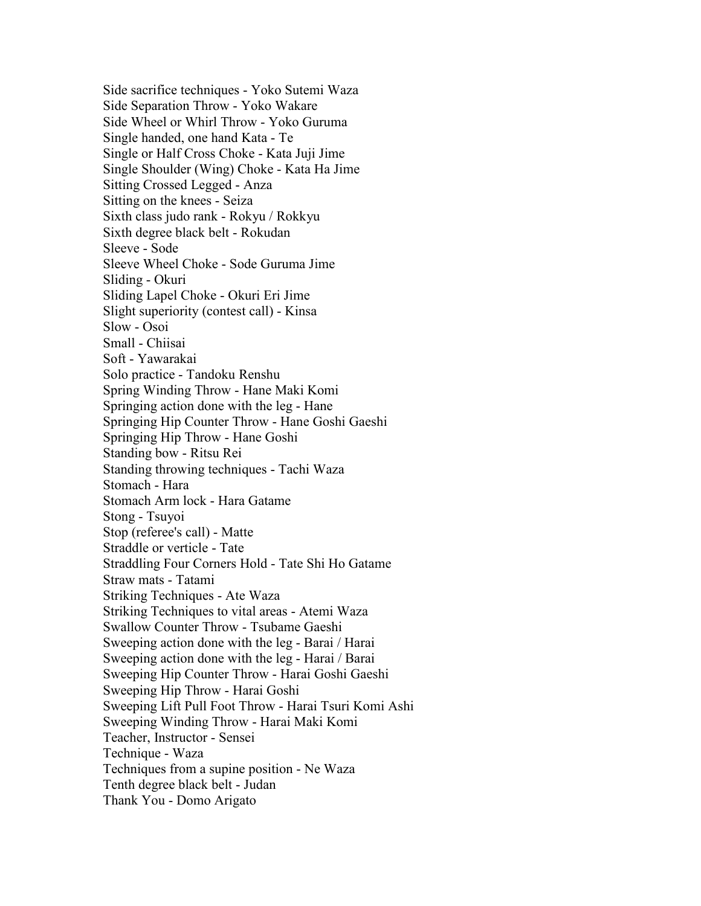Side sacrifice techniques - Yoko Sutemi Waza
Side Separation Throw - Yoko Wakare
Side Wheel or Whirl Throw - Yoko Guruma
Single handed, one hand Kata - Te
Single or Half Cross Choke - Kata Juji Jime
Single Shoulder (Wing) Choke - Kata Ha Jime
Sitting Crossed Legged - Anza
Sitting on the knees - Seiza
Sixth class judo rank - Rokyu / Rokkyu
Sixth degree black belt - Rokudan
Sleeve - Sode
Sleeve Wheel Choke - Sode Guruma Jime
Sliding - Okuri
Sliding Lapel Choke - Okuri Eri Jime
Slight superiority (contest call) - Kinsa
Slow - Osoi
Small - Chiisai
Soft - Yawarakai
Solo practice - Tandoku Renshu
Spring Winding Throw - Hane Maki Komi
Springing action done with the leg - Hane
Springing Hip Counter Throw - Hane Goshi Gaeshi
Springing Hip Throw - Hane Goshi
Standing bow - Ritsu Rei
Standing throwing techniques - Tachi Waza
Stomach - Hara
Stomach Arm lock - Hara Gatame
Stong - Tsuyoi
Stop (referee's call) - Matte
Straddle or verticle - Tate
Straddling Four Corners Hold - Tate Shi Ho Gatame
Straw mats - Tatami
Striking Techniques - Ate Waza
Striking Techniques to vital areas - Atemi Waza
Swallow Counter Throw - Tsubame Gaeshi
Sweeping action done with the leg - Barai / Harai
Sweeping action done with the leg - Harai / Barai
Sweeping Hip Counter Throw - Harai Goshi Gaeshi
Sweeping Hip Throw - Harai Goshi
Sweeping Lift Pull Foot Throw - Harai Tsuri Komi Ashi
Sweeping Winding Throw - Harai Maki Komi
Teacher, Instructor - Sensei
Technique - Waza
Techniques from a supine position - Ne Waza
Tenth degree black belt - Judan
Thank You - Domo Arigato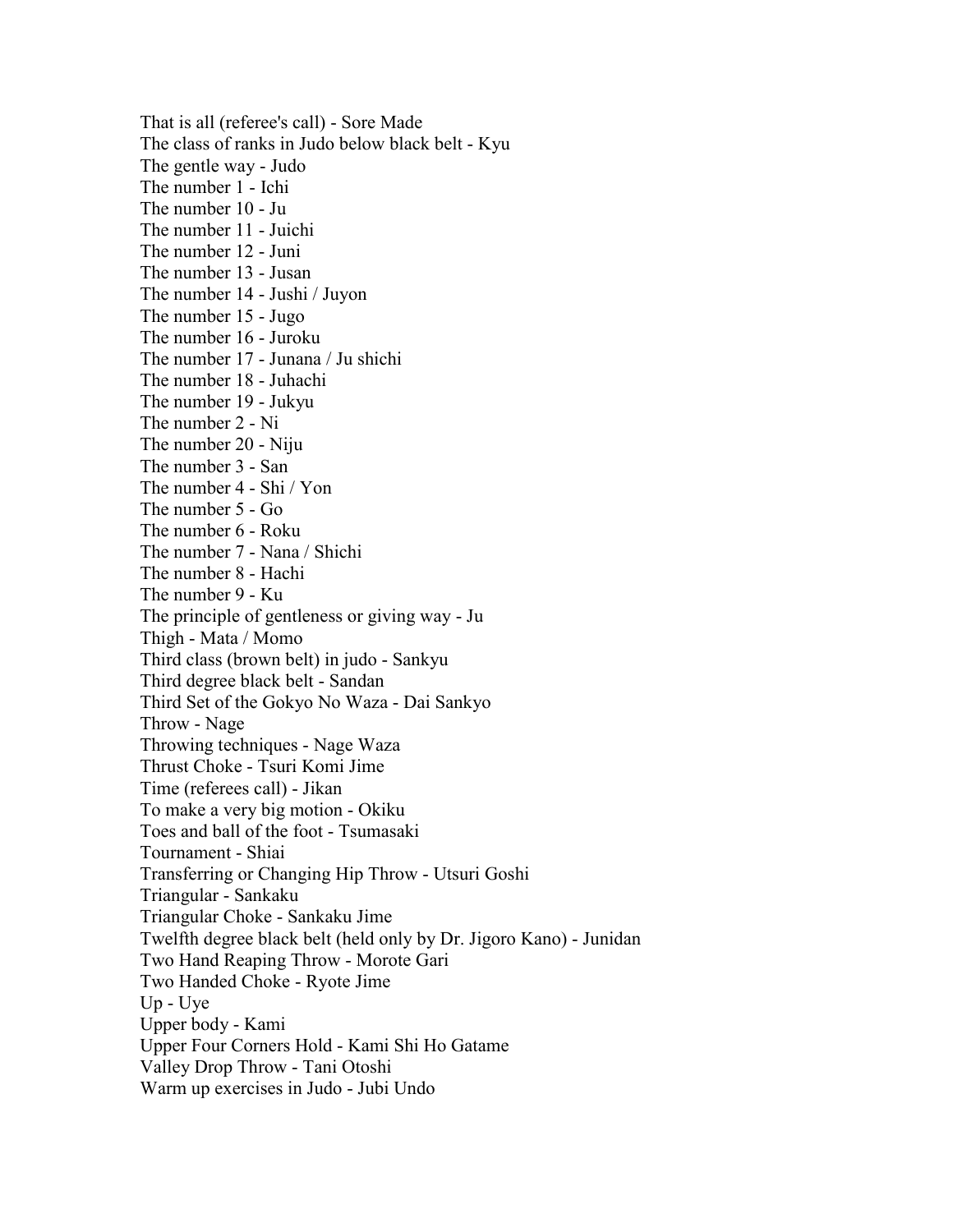That is all (referee's call) - Sore Made
The class of ranks in Judo below black belt - Kyu
The gentle way - Judo
The number 1 - Ichi
The number 10 - Ju
The number 11 - Juichi
The number 12 - Juni
The number 13 - Jusan
The number 14 - Jushi / Juyon
The number 15 - Jugo
The number 16 - Juroku
The number 17 - Junana / Ju shichi
The number 18 - Juhachi
The number 19 - Jukyu
The number 2 - Ni
The number 20 - Niju
The number 3 - San
The number 4 - Shi / Yon
The number 5 - Go
The number 6 - Roku
The number 7 - Nana / Shichi
The number 8 - Hachi
The number 9 - Ku
The principle of gentleness or giving way - Ju
Thigh - Mata / Momo
Third class (brown belt) in judo - Sankyu
Third degree black belt - Sandan
Third Set of the Gokyo No Waza - Dai Sankyo
Throw - Nage
Throwing techniques - Nage Waza
Thrust Choke - Tsuri Komi Jime
Time (referees call) - Jikan
To make a very big motion - Okiku
Toes and ball of the foot - Tsumasaki
Tournament - Shiai
Transferring or Changing Hip Throw - Utsuri Goshi
Triangular - Sankaku
Triangular Choke - Sankaku Jime
Twelfth degree black belt (held only by Dr. Jigoro Kano) - Junidan
Two Hand Reaping Throw - Morote Gari
Two Handed Choke - Ryote Jime
Up - Uye
Upper body - Kami
Upper Four Corners Hold - Kami Shi Ho Gatame
Valley Drop Throw - Tani Otoshi
Warm up exercises in Judo - Jubi Undo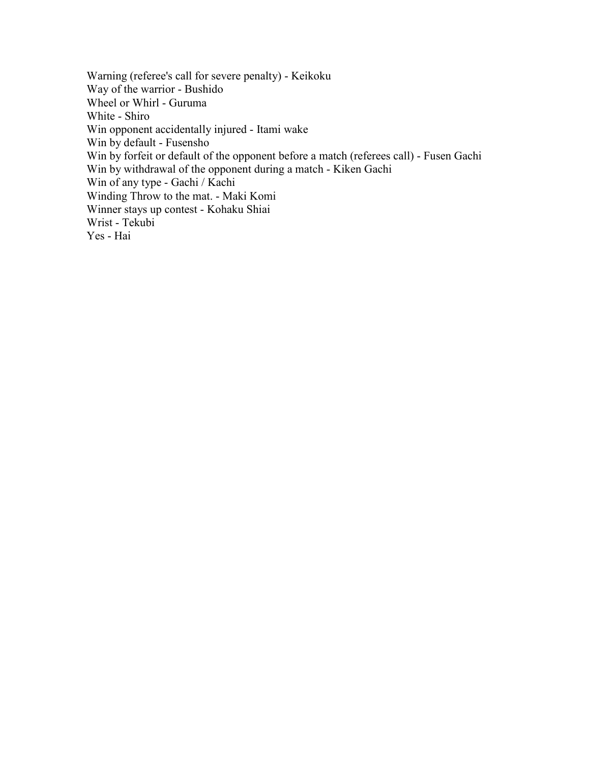Warning (referee's call for severe penalty) - Keikoku
Way of the warrior - Bushido
Wheel or Whirl - Guruma
White - Shiro
Win opponent accidentally injured - Itami wake
Win by default - Fusensho
Win by forfeit or default of the opponent before a match (referees call) - Fusen Gachi
Win by withdrawal of the opponent during a match - Kiken Gachi
Win of any type - Gachi / Kachi
Winding Throw to the mat. - Maki Komi
Winner stays up contest - Kohaku Shiai
Wrist - Tekubi
Yes - Hai